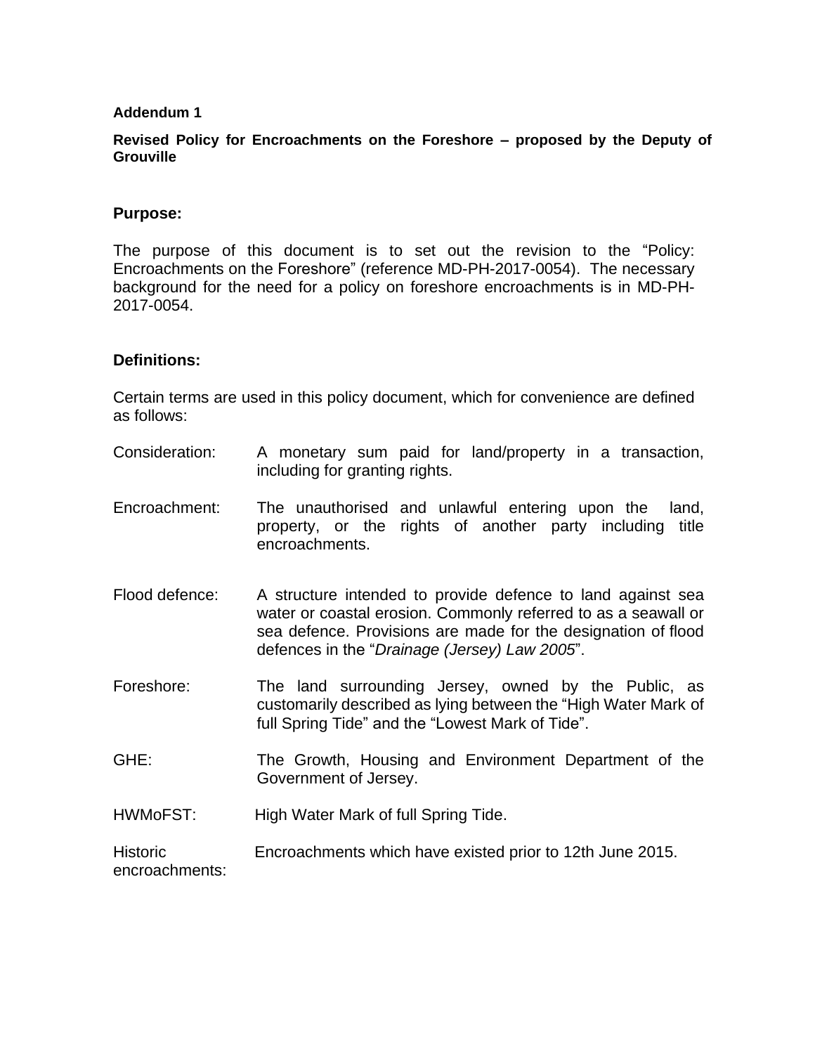**Addendum 1**

**Revised Policy for Encroachments on the Foreshore – proposed by the Deputy of Grouville**

### Purpose:

The purpose of this document is to set out the revision to the "Policy: Encroachments on the Foreshore" (reference MD-PH-2017-0054). The necessary background for the need for a policy on foreshore encroachments is in MD-PH-2017-0054.

### Definitions:

Certain terms are used in this policy document, which for convenience are defined as follows:

Consideration: A monetary sum paid for land/property in a transaction, including for granting rights.

Encroachment: The unauthorised and unlawful entering upon the land, property, or the rights of another party including title encroachments.

Flood defence: A structure intended to provide defence to land against sea water or coastal erosion. Commonly referred to as a seawall or sea defence. Provisions are made for the designation of flood defences in the "*Drainage (Jersey) Law 2005*".

Foreshore: The land surrounding Jersey, owned by the Public, as customarily described as lying between the "High Water Mark of full Spring Tide" and the "Lowest Mark of Tide".

GHE: The Growth, Housing and Environment Department of the Government of Jersey.

HWMoFST: High Water Mark of full Spring Tide.

Historic encroachments: Encroachments which have existed prior to 12th June 2015.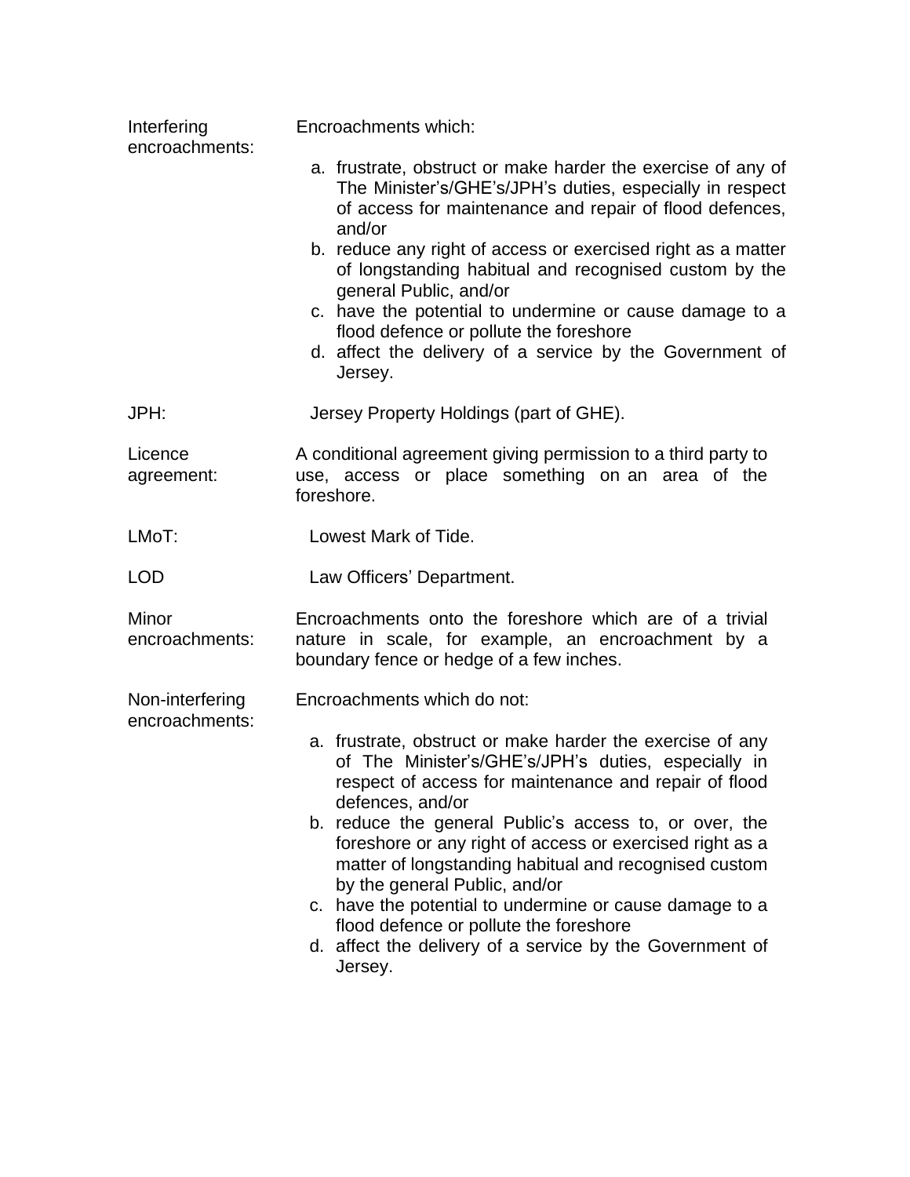| | |
|---|---|
| Interfering encroachments: | Encroachments which:<br>a. frustrate, obstruct or make harder the exercise of any of The Minister's/GHE's/JPH's duties, especially in respect of access for maintenance and repair of flood defences, and/or<br>b. reduce any right of access or exercised right as a matter of longstanding habitual and recognised custom by the general Public, and/or<br>c. have the potential to undermine or cause damage to a flood defence or pollute the foreshore<br>d. affect the delivery of a service by the Government of Jersey. |
| JPH: | Jersey Property Holdings (part of GHE). |
| Licence agreement: | A conditional agreement giving permission to a third party to use, access or place something on an area of the foreshore. |
| LMoT: | Lowest Mark of Tide. |
| LOD | Law Officers' Department. |
| Minor encroachments: | Encroachments onto the foreshore which are of a trivial nature in scale, for example, an encroachment by a boundary fence or hedge of a few inches. |
| Non-interfering encroachments: | Encroachments which do not:<br>a. frustrate, obstruct or make harder the exercise of any of The Minister's/GHE's/JPH's duties, especially in respect of access for maintenance and repair of flood defences, and/or<br>b. reduce the general Public's access to, or over, the foreshore or any right of access or exercised right as a matter of longstanding habitual and recognised custom by the general Public, and/or<br>c. have the potential to undermine or cause damage to a flood defence or pollute the foreshore<br>d. affect the delivery of a service by the Government of Jersey. |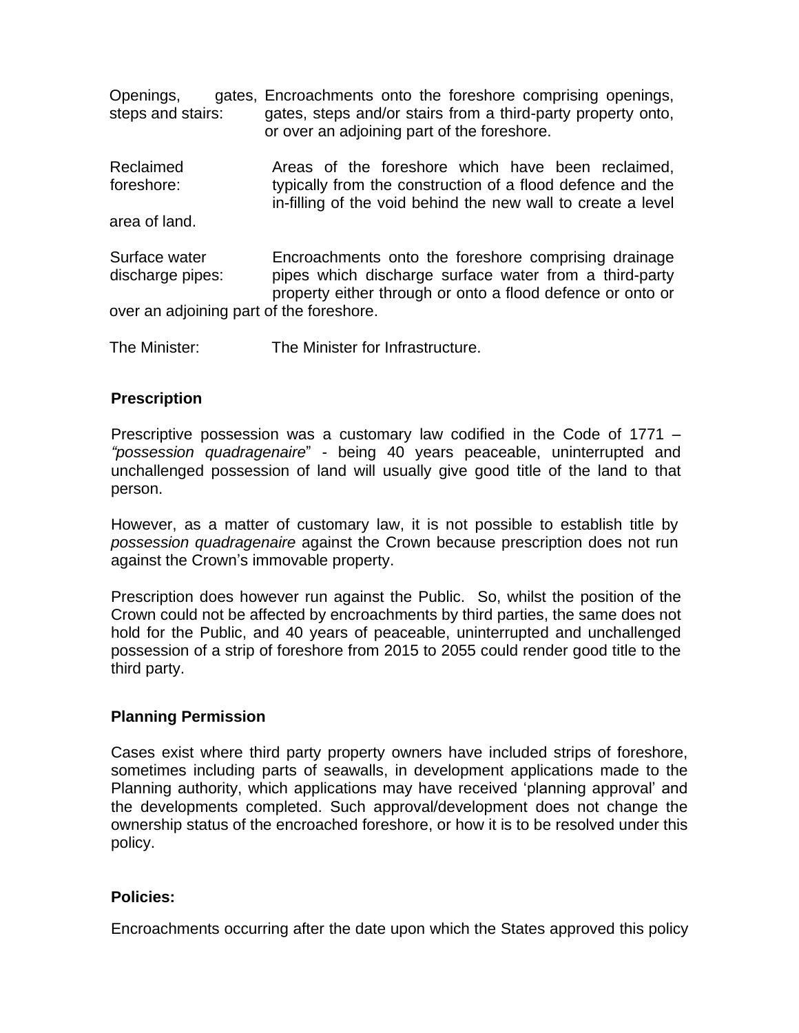Openings, gates, steps and stairs: Encroachments onto the foreshore comprising openings, gates, steps and/or stairs from a third-party property onto, or over an adjoining part of the foreshore.

Reclaimed foreshore: Areas of the foreshore which have been reclaimed, typically from the construction of a flood defence and the in-filling of the void behind the new wall to create a level area of land.

Surface water discharge pipes: Encroachments onto the foreshore comprising drainage pipes which discharge surface water from a third-party property either through or onto a flood defence or onto or over an adjoining part of the foreshore.

The Minister: The Minister for Infrastructure.

**Prescription**

Prescriptive possession was a customary law codified in the Code of 1771 – *"possession quadragenaire*" - being 40 years peaceable, uninterrupted and unchallenged possession of land will usually give good title of the land to that person.

However, as a matter of customary law, it is not possible to establish title by *possession quadragenaire* against the Crown because prescription does not run against the Crown's immovable property.

Prescription does however run against the Public. So, whilst the position of the Crown could not be affected by encroachments by third parties, the same does not hold for the Public, and 40 years of peaceable, uninterrupted and unchallenged possession of a strip of foreshore from 2015 to 2055 could render good title to the third party.

**Planning Permission**

Cases exist where third party property owners have included strips of foreshore, sometimes including parts of seawalls, in development applications made to the Planning authority, which applications may have received 'planning approval' and the developments completed. Such approval/development does not change the ownership status of the encroached foreshore, or how it is to be resolved under this policy.

**Policies:**

Encroachments occurring after the date upon which the States approved this policy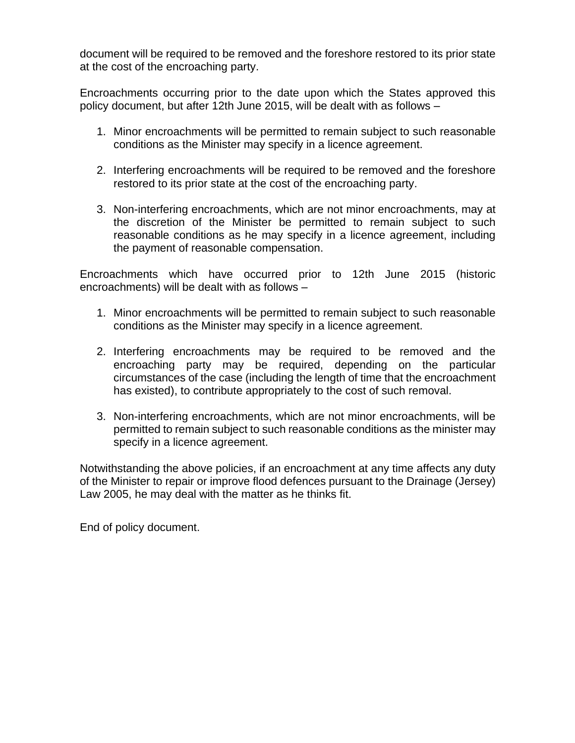document will be required to be removed and the foreshore restored to its prior state at the cost of the encroaching party.

Encroachments occurring prior to the date upon which the States approved this policy document, but after 12th June 2015, will be dealt with as follows –

1. Minor encroachments will be permitted to remain subject to such reasonable conditions as the Minister may specify in a licence agreement.

2. Interfering encroachments will be required to be removed and the foreshore restored to its prior state at the cost of the encroaching party.

3. Non-interfering encroachments, which are not minor encroachments, may at the discretion of the Minister be permitted to remain subject to such reasonable conditions as he may specify in a licence agreement, including the payment of reasonable compensation.

Encroachments which have occurred prior to 12th June 2015 (historic encroachments) will be dealt with as follows –

1. Minor encroachments will be permitted to remain subject to such reasonable conditions as the Minister may specify in a licence agreement.

2. Interfering encroachments may be required to be removed and the encroaching party may be required, depending on the particular circumstances of the case (including the length of time that the encroachment has existed), to contribute appropriately to the cost of such removal.

3. Non-interfering encroachments, which are not minor encroachments, will be permitted to remain subject to such reasonable conditions as the minister may specify in a licence agreement.

Notwithstanding the above policies, if an encroachment at any time affects any duty of the Minister to repair or improve flood defences pursuant to the Drainage (Jersey) Law 2005, he may deal with the matter as he thinks fit.

End of policy document.